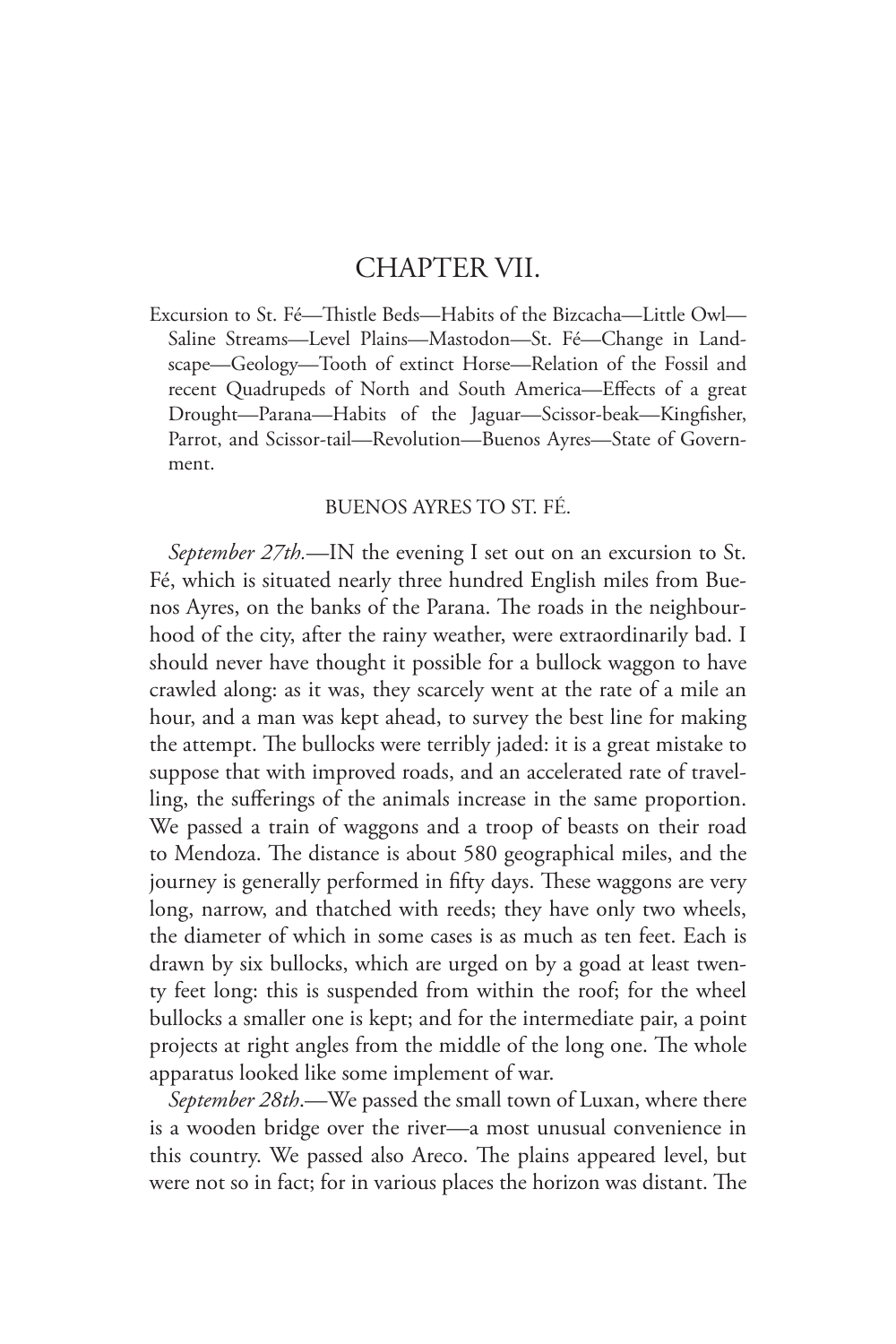# CHAPTER VII.

Excursion to St. Fé—Thistle Beds—Habits of the Bizcacha—Little Owl—Saline Streams—Level Plains—Mastodon—St. Fé—Change in Landscape—Geology—Tooth of extinct Horse—Relation of the Fossil and recent Quadrupeds of North and South America—Effects of a great Drought—Parana—Habits of the Jaguar—Scissor-beak—Kingfisher, Parrot, and Scissor-tail—Revolution—Buenos Ayres—State of Government.

## BUENOS AYRES TO ST. FÉ.

*September 27th.*—IN the evening I set out on an excursion to St. Fé, which is situated nearly three hundred English miles from Buenos Ayres, on the banks of the Parana. The roads in the neighbourhood of the city, after the rainy weather, were extraordinarily bad. I should never have thought it possible for a bullock waggon to have crawled along: as it was, they scarcely went at the rate of a mile an hour, and a man was kept ahead, to survey the best line for making the attempt. The bullocks were terribly jaded: it is a great mistake to suppose that with improved roads, and an accelerated rate of travelling, the sufferings of the animals increase in the same proportion. We passed a train of waggons and a troop of beasts on their road to Mendoza. The distance is about 580 geographical miles, and the journey is generally performed in fifty days. These waggons are very long, narrow, and thatched with reeds; they have only two wheels, the diameter of which in some cases is as much as ten feet. Each is drawn by six bullocks, which are urged on by a goad at least twenty feet long: this is suspended from within the roof; for the wheel bullocks a smaller one is kept; and for the intermediate pair, a point projects at right angles from the middle of the long one. The whole apparatus looked like some implement of war.

*September 28th.*—We passed the small town of Luxan, where there is a wooden bridge over the river—a most unusual convenience in this country. We passed also Areco. The plains appeared level, but were not so in fact; for in various places the horizon was distant. The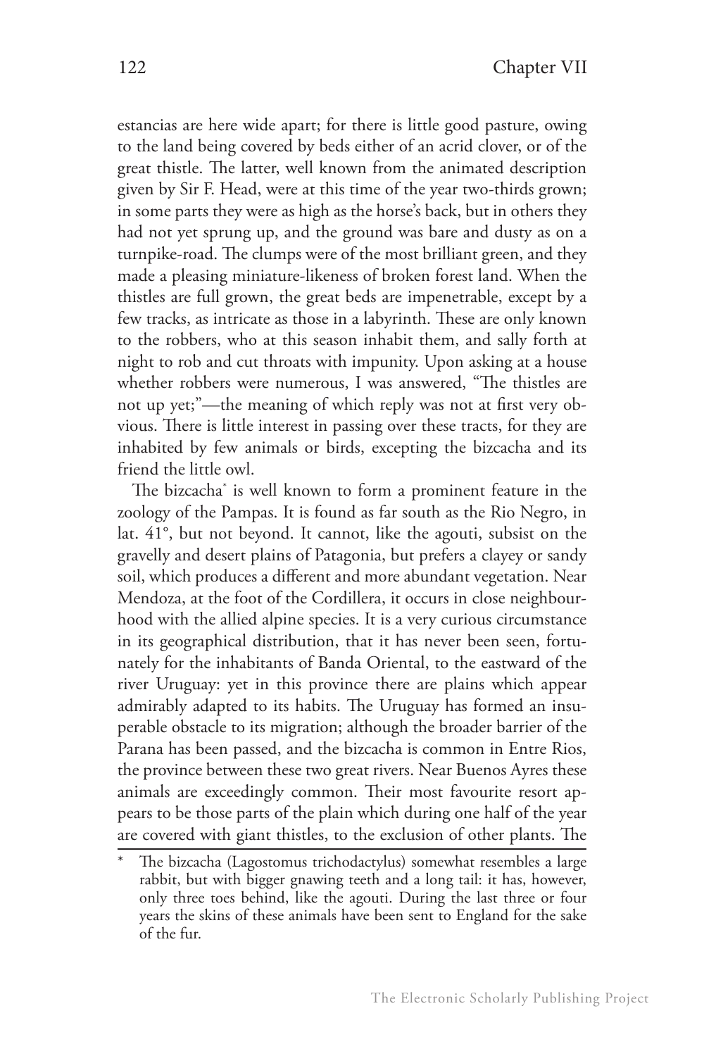estancias are here wide apart; for there is little good pasture, owing to the land being covered by beds either of an acrid clover, or of the great thistle. The latter, well known from the animated description given by Sir F. Head, were at this time of the year two-thirds grown; in some parts they were as high as the horse's back, but in others they had not yet sprung up, and the ground was bare and dusty as on a turnpike-road. The clumps were of the most brilliant green, and they made a pleasing miniature-likeness of broken forest land. When the thistles are full grown, the great beds are impenetrable, except by a few tracks, as intricate as those in a labyrinth. These are only known to the robbers, who at this season inhabit them, and sally forth at night to rob and cut throats with impunity. Upon asking at a house whether robbers were numerous, I was answered, "The thistles are not up yet;"—the meaning of which reply was not at first very obvious. There is little interest in passing over these tracts, for they are inhabited by few animals or birds, excepting the bizcacha and its friend the little owl.

The bizcacha* is well known to form a prominent feature in the zoology of the Pampas. It is found as far south as the Rio Negro, in lat. 41°, but not beyond. It cannot, like the agouti, subsist on the gravelly and desert plains of Patagonia, but prefers a clayey or sandy soil, which produces a different and more abundant vegetation. Near Mendoza, at the foot of the Cordillera, it occurs in close neighbourhood with the allied alpine species. It is a very curious circumstance in its geographical distribution, that it has never been seen, fortunately for the inhabitants of Banda Oriental, to the eastward of the river Uruguay: yet in this province there are plains which appear admirably adapted to its habits. The Uruguay has formed an insuperable obstacle to its migration; although the broader barrier of the Parana has been passed, and the bizcacha is common in Entre Rios, the province between these two great rivers. Near Buenos Ayres these animals are exceedingly common. Their most favourite resort appears to be those parts of the plain which during one half of the year are covered with giant thistles, to the exclusion of other plants. The

* The bizcacha (Lagostomus trichodactylus) somewhat resembles a large rabbit, but with bigger gnawing teeth and a long tail: it has, however, only three toes behind, like the agouti. During the last three or four years the skins of these animals have been sent to England for the sake of the fur.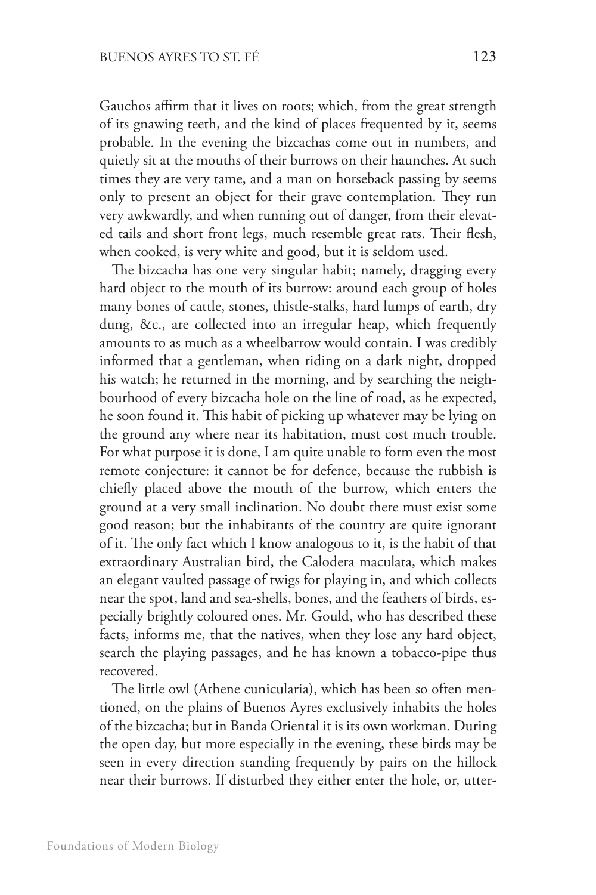Gauchos affirm that it lives on roots; which, from the great strength of its gnawing teeth, and the kind of places frequented by it, seems probable. In the evening the bizcachas come out in numbers, and quietly sit at the mouths of their burrows on their haunches. At such times they are very tame, and a man on horseback passing by seems only to present an object for their grave contemplation. They run very awkwardly, and when running out of danger, from their elevated tails and short front legs, much resemble great rats. Their flesh, when cooked, is very white and good, but it is seldom used.

The bizcacha has one very singular habit; namely, dragging every hard object to the mouth of its burrow: around each group of holes many bones of cattle, stones, thistle-stalks, hard lumps of earth, dry dung, &c., are collected into an irregular heap, which frequently amounts to as much as a wheelbarrow would contain. I was credibly informed that a gentleman, when riding on a dark night, dropped his watch; he returned in the morning, and by searching the neighbourhood of every bizcacha hole on the line of road, as he expected, he soon found it. This habit of picking up whatever may be lying on the ground any where near its habitation, must cost much trouble. For what purpose it is done, I am quite unable to form even the most remote conjecture: it cannot be for defence, because the rubbish is chiefly placed above the mouth of the burrow, which enters the ground at a very small inclination. No doubt there must exist some good reason; but the inhabitants of the country are quite ignorant of it. The only fact which I know analogous to it, is the habit of that extraordinary Australian bird, the Calodera maculata, which makes an elegant vaulted passage of twigs for playing in, and which collects near the spot, land and sea-shells, bones, and the feathers of birds, especially brightly coloured ones. Mr. Gould, who has described these facts, informs me, that the natives, when they lose any hard object, search the playing passages, and he has known a tobacco-pipe thus recovered.

The little owl (Athene cunicularia), which has been so often mentioned, on the plains of Buenos Ayres exclusively inhabits the holes of the bizcacha; but in Banda Oriental it is its own workman. During the open day, but more especially in the evening, these birds may be seen in every direction standing frequently by pairs on the hillock near their burrows. If disturbed they either enter the hole, or, utter-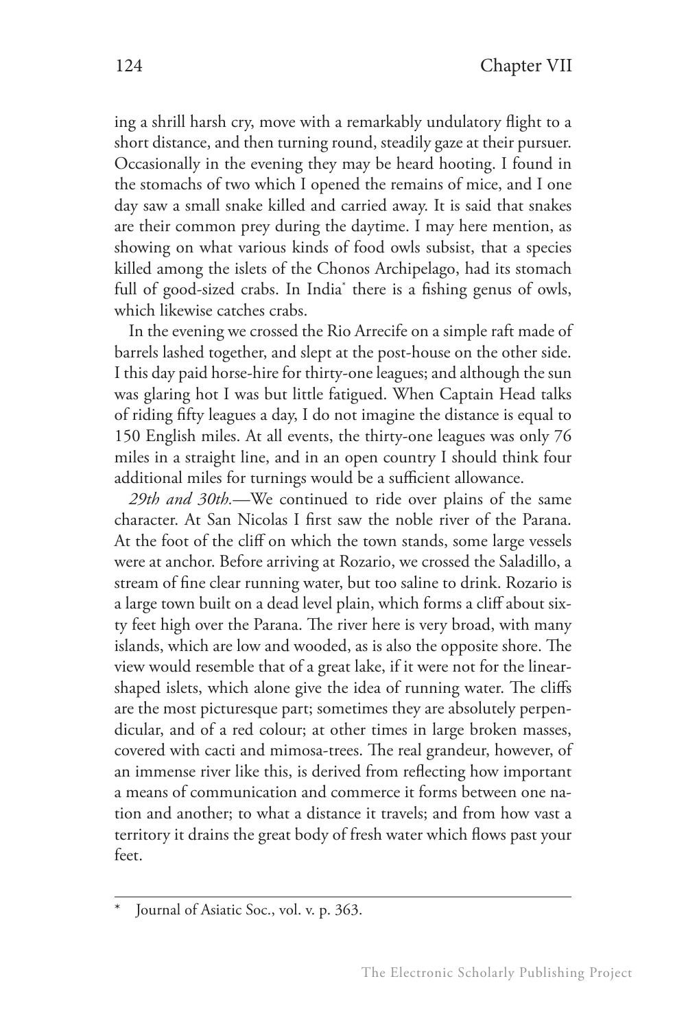ing a shrill harsh cry, move with a remarkably undulatory flight to a short distance, and then turning round, steadily gaze at their pursuer. Occasionally in the evening they may be heard hooting. I found in the stomachs of two which I opened the remains of mice, and I one day saw a small snake killed and carried away. It is said that snakes are their common prey during the daytime. I may here mention, as showing on what various kinds of food owls subsist, that a species killed among the islets of the Chonos Archipelago, had its stomach full of good-sized crabs. In India* there is a fishing genus of owls, which likewise catches crabs.

In the evening we crossed the Rio Arrecife on a simple raft made of barrels lashed together, and slept at the post-house on the other side. I this day paid horse-hire for thirty-one leagues; and although the sun was glaring hot I was but little fatigued. When Captain Head talks of riding fifty leagues a day, I do not imagine the distance is equal to 150 English miles. At all events, the thirty-one leagues was only 76 miles in a straight line, and in an open country I should think four additional miles for turnings would be a sufficient allowance.

*29th and 30th.*—We continued to ride over plains of the same character. At San Nicolas I first saw the noble river of the Parana. At the foot of the cliff on which the town stands, some large vessels were at anchor. Before arriving at Rozario, we crossed the Saladillo, a stream of fine clear running water, but too saline to drink. Rozario is a large town built on a dead level plain, which forms a cliff about sixty feet high over the Parana. The river here is very broad, with many islands, which are low and wooded, as is also the opposite shore. The view would resemble that of a great lake, if it were not for the linear-shaped islets, which alone give the idea of running water. The cliffs are the most picturesque part; sometimes they are absolutely perpendicular, and of a red colour; at other times in large broken masses, covered with cacti and mimosa-trees. The real grandeur, however, of an immense river like this, is derived from reflecting how important a means of communication and commerce it forms between one nation and another; to what a distance it travels; and from how vast a territory it drains the great body of fresh water which flows past your feet.

---

\* Journal of Asiatic Soc., vol. v. p. 363.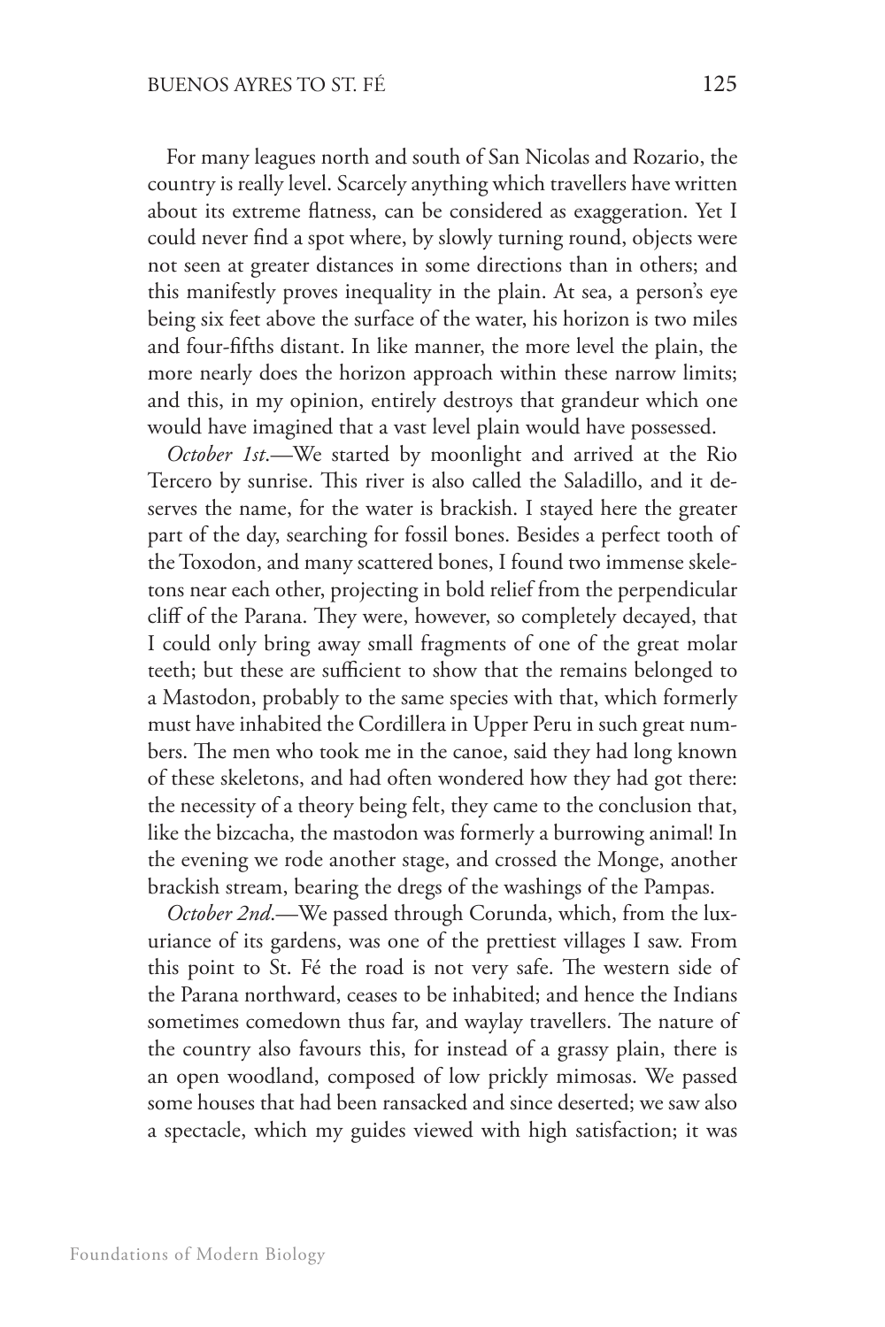For many leagues north and south of San Nicolas and Rozario, the country is really level. Scarcely anything which travellers have written about its extreme flatness, can be considered as exaggeration. Yet I could never find a spot where, by slowly turning round, objects were not seen at greater distances in some directions than in others; and this manifestly proves inequality in the plain. At sea, a person's eye being six feet above the surface of the water, his horizon is two miles and four-fifths distant. In like manner, the more level the plain, the more nearly does the horizon approach within these narrow limits; and this, in my opinion, entirely destroys that grandeur which one would have imagined that a vast level plain would have possessed.

*October 1st*.—We started by moonlight and arrived at the Rio Tercero by sunrise. This river is also called the Saladillo, and it deserves the name, for the water is brackish. I stayed here the greater part of the day, searching for fossil bones. Besides a perfect tooth of the Toxodon, and many scattered bones, I found two immense skeletons near each other, projecting in bold relief from the perpendicular cliff of the Parana. They were, however, so completely decayed, that I could only bring away small fragments of one of the great molar teeth; but these are sufficient to show that the remains belonged to a Mastodon, probably to the same species with that, which formerly must have inhabited the Cordillera in Upper Peru in such great numbers. The men who took me in the canoe, said they had long known of these skeletons, and had often wondered how they had got there: the necessity of a theory being felt, they came to the conclusion that, like the bizcacha, the mastodon was formerly a burrowing animal! In the evening we rode another stage, and crossed the Monge, another brackish stream, bearing the dregs of the washings of the Pampas.

*October 2nd*.—We passed through Corunda, which, from the luxuriance of its gardens, was one of the prettiest villages I saw. From this point to St. Fé the road is not very safe. The western side of the Parana northward, ceases to be inhabited; and hence the Indians sometimes comedown thus far, and waylay travellers. The nature of the country also favours this, for instead of a grassy plain, there is an open woodland, composed of low prickly mimosas. We passed some houses that had been ransacked and since deserted; we saw also a spectacle, which my guides viewed with high satisfaction; it was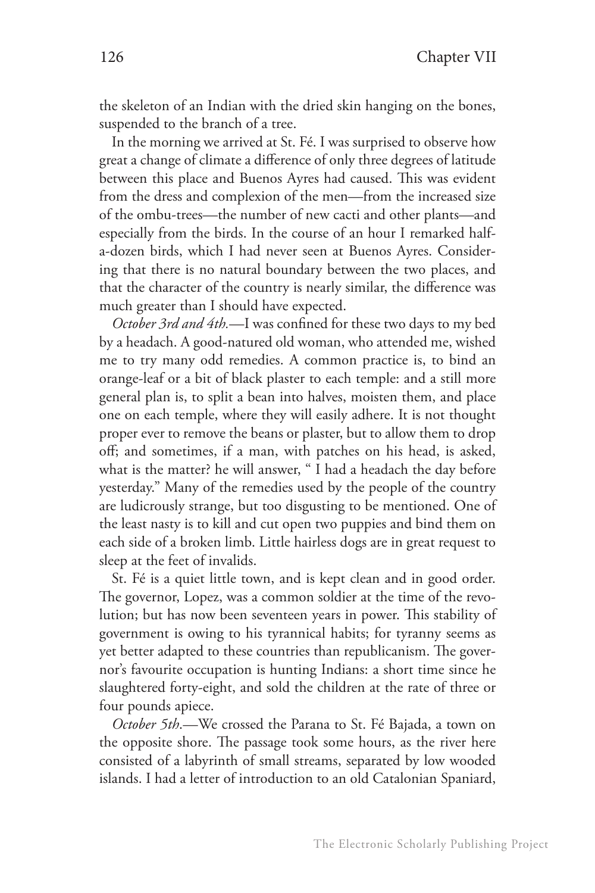the skeleton of an Indian with the dried skin hanging on the bones, suspended to the branch of a tree.

In the morning we arrived at St. Fé. I was surprised to observe how great a change of climate a difference of only three degrees of latitude between this place and Buenos Ayres had caused. This was evident from the dress and complexion of the men—from the increased size of the ombu-trees—the number of new cacti and other plants—and especially from the birds. In the course of an hour I remarked half-a-dozen birds, which I had never seen at Buenos Ayres. Considering that there is no natural boundary between the two places, and that the character of the country is nearly similar, the difference was much greater than I should have expected.

*October 3rd and 4th.*—I was confined for these two days to my bed by a headach. A good-natured old woman, who attended me, wished me to try many odd remedies. A common practice is, to bind an orange-leaf or a bit of black plaster to each temple: and a still more general plan is, to split a bean into halves, moisten them, and place one on each temple, where they will easily adhere. It is not thought proper ever to remove the beans or plaster, but to allow them to drop off; and sometimes, if a man, with patches on his head, is asked, what is the matter? he will answer, " I had a headach the day before yesterday." Many of the remedies used by the people of the country are ludicrously strange, but too disgusting to be mentioned. One of the least nasty is to kill and cut open two puppies and bind them on each side of a broken limb. Little hairless dogs are in great request to sleep at the feet of invalids.

St. Fé is a quiet little town, and is kept clean and in good order. The governor, Lopez, was a common soldier at the time of the revolution; but has now been seventeen years in power. This stability of government is owing to his tyrannical habits; for tyranny seems as yet better adapted to these countries than republicanism. The governor's favourite occupation is hunting Indians: a short time since he slaughtered forty-eight, and sold the children at the rate of three or four pounds apiece.

*October 5th.*—We crossed the Parana to St. Fé Bajada, a town on the opposite shore. The passage took some hours, as the river here consisted of a labyrinth of small streams, separated by low wooded islands. I had a letter of introduction to an old Catalonian Spaniard,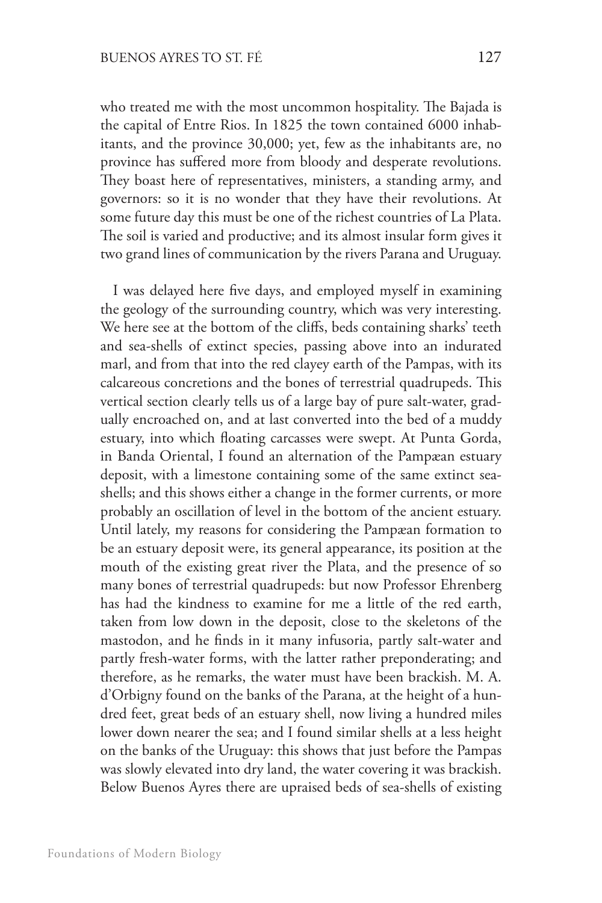who treated me with the most uncommon hospitality. The Bajada is the capital of Entre Rios. In 1825 the town contained 6000 inhabitants, and the province 30,000; yet, few as the inhabitants are, no province has suffered more from bloody and desperate revolutions. They boast here of representatives, ministers, a standing army, and governors: so it is no wonder that they have their revolutions. At some future day this must be one of the richest countries of La Plata. The soil is varied and productive; and its almost insular form gives it two grand lines of communication by the rivers Parana and Uruguay.

I was delayed here five days, and employed myself in examining the geology of the surrounding country, which was very interesting. We here see at the bottom of the cliffs, beds containing sharks' teeth and sea-shells of extinct species, passing above into an indurated marl, and from that into the red clayey earth of the Pampas, with its calcareous concretions and the bones of terrestrial quadrupeds. This vertical section clearly tells us of a large bay of pure salt-water, gradually encroached on, and at last converted into the bed of a muddy estuary, into which floating carcasses were swept. At Punta Gorda, in Banda Oriental, I found an alternation of the Pampæan estuary deposit, with a limestone containing some of the same extinct sea-shells; and this shows either a change in the former currents, or more probably an oscillation of level in the bottom of the ancient estuary. Until lately, my reasons for considering the Pampæan formation to be an estuary deposit were, its general appearance, its position at the mouth of the existing great river the Plata, and the presence of so many bones of terrestrial quadrupeds: but now Professor Ehrenberg has had the kindness to examine for me a little of the red earth, taken from low down in the deposit, close to the skeletons of the mastodon, and he finds in it many infusoria, partly salt-water and partly fresh-water forms, with the latter rather preponderating; and therefore, as he remarks, the water must have been brackish. M. A. d'Orbigny found on the banks of the Parana, at the height of a hundred feet, great beds of an estuary shell, now living a hundred miles lower down nearer the sea; and I found similar shells at a less height on the banks of the Uruguay: this shows that just before the Pampas was slowly elevated into dry land, the water covering it was brackish. Below Buenos Ayres there are upraised beds of sea-shells of existing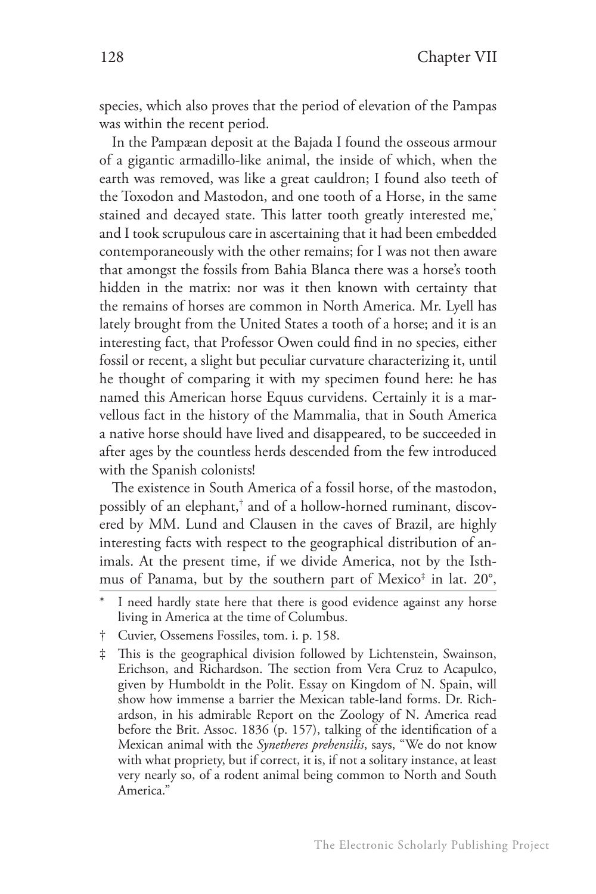species, which also proves that the period of elevation of the Pampas was within the recent period.

In the Pampæan deposit at the Bajada I found the osseous armour of a gigantic armadillo-like animal, the inside of which, when the earth was removed, was like a great cauldron; I found also teeth of the Toxodon and Mastodon, and one tooth of a Horse, in the same stained and decayed state. This latter tooth greatly interested me,* and I took scrupulous care in ascertaining that it had been embedded contemporaneously with the other remains; for I was not then aware that amongst the fossils from Bahia Blanca there was a horse's tooth hidden in the matrix: nor was it then known with certainty that the remains of horses are common in North America. Mr. Lyell has lately brought from the United States a tooth of a horse; and it is an interesting fact, that Professor Owen could find in no species, either fossil or recent, a slight but peculiar curvature characterizing it, until he thought of comparing it with my specimen found here: he has named this American horse Equus curvidens. Certainly it is a marvellous fact in the history of the Mammalia, that in South America a native horse should have lived and disappeared, to be succeeded in after ages by the countless herds descended from the few introduced with the Spanish colonists!

The existence in South America of a fossil horse, of the mastodon, possibly of an elephant,† and of a hollow-horned ruminant, discovered by MM. Lund and Clausen in the caves of Brazil, are highly interesting facts with respect to the geographical distribution of animals. At the present time, if we divide America, not by the Isthmus of Panama, but by the southern part of Mexico‡ in lat. 20°,

---

\* I need hardly state here that there is good evidence against any horse living in America at the time of Columbus.

† Cuvier, Ossemens Fossiles, tom. i. p. 158.

‡ This is the geographical division followed by Lichtenstein, Swainson, Erichson, and Richardson. The section from Vera Cruz to Acapulco, given by Humboldt in the Polit. Essay on Kingdom of N. Spain, will show how immense a barrier the Mexican table-land forms. Dr. Richardson, in his admirable Report on the Zoology of N. America read before the Brit. Assoc. 1836 (p. 157), talking of the identification of a Mexican animal with the *Synetheres prehensilis*, says, "We do not know with what propriety, but if correct, it is, if not a solitary instance, at least very nearly so, of a rodent animal being common to North and South America."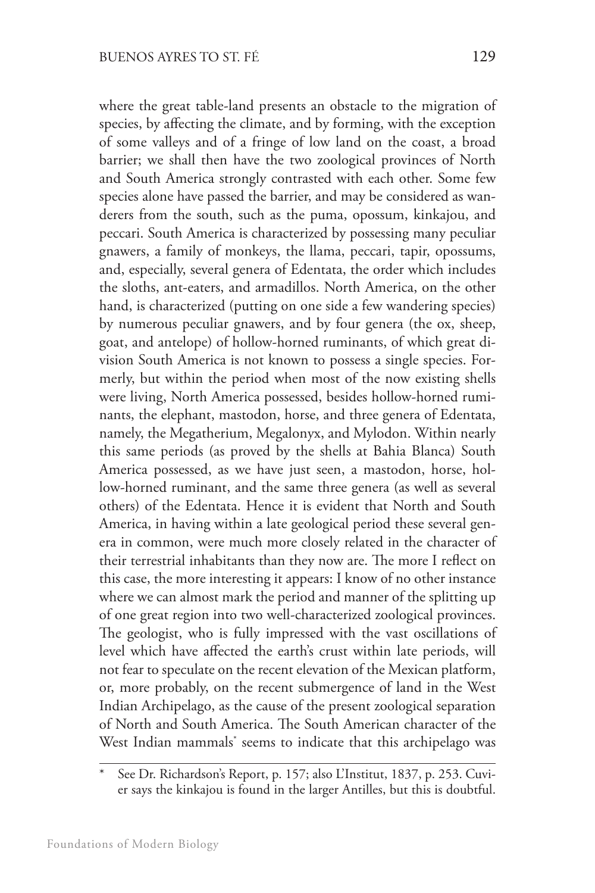where the great table-land presents an obstacle to the migration of species, by affecting the climate, and by forming, with the exception of some valleys and of a fringe of low land on the coast, a broad barrier; we shall then have the two zoological provinces of North and South America strongly contrasted with each other. Some few species alone have passed the barrier, and may be considered as wanderers from the south, such as the puma, opossum, kinkajou, and peccari. South America is characterized by possessing many peculiar gnawers, a family of monkeys, the llama, peccari, tapir, opossums, and, especially, several genera of Edentata, the order which includes the sloths, ant-eaters, and armadillos. North America, on the other hand, is characterized (putting on one side a few wandering species) by numerous peculiar gnawers, and by four genera (the ox, sheep, goat, and antelope) of hollow-horned ruminants, of which great division South America is not known to possess a single species. Formerly, but within the period when most of the now existing shells were living, North America possessed, besides hollow-horned ruminants, the elephant, mastodon, horse, and three genera of Edentata, namely, the Megatherium, Megalonyx, and Mylodon. Within nearly this same periods (as proved by the shells at Bahia Blanca) South America possessed, as we have just seen, a mastodon, horse, hollow-horned ruminant, and the same three genera (as well as several others) of the Edentata. Hence it is evident that North and South America, in having within a late geological period these several genera in common, were much more closely related in the character of their terrestrial inhabitants than they now are. The more I reflect on this case, the more interesting it appears: I know of no other instance where we can almost mark the period and manner of the splitting up of one great region into two well-characterized zoological provinces. The geologist, who is fully impressed with the vast oscillations of level which have affected the earth's crust within late periods, will not fear to speculate on the recent elevation of the Mexican platform, or, more probably, on the recent submergence of land in the West Indian Archipelago, as the cause of the present zoological separation of North and South America. The South American character of the West Indian mammals* seems to indicate that this archipelago was

\* See Dr. Richardson's Report, p. 157; also L'Institut, 1837, p. 253. Cuvier says the kinkajou is found in the larger Antilles, but this is doubtful.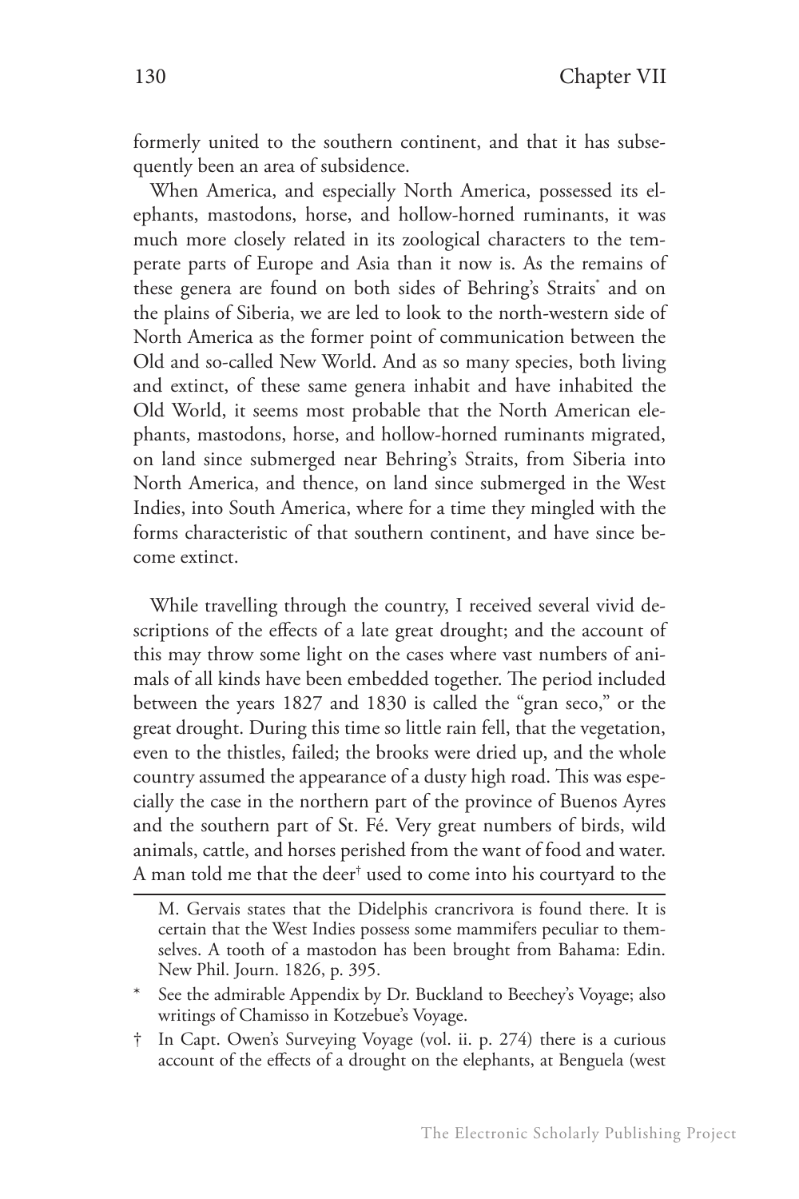formerly united to the southern continent, and that it has subsequently been an area of subsidence.

When America, and especially North America, possessed its elephants, mastodons, horse, and hollow-horned ruminants, it was much more closely related in its zoological characters to the temperate parts of Europe and Asia than it now is. As the remains of these genera are found on both sides of Behring's Straits* and on the plains of Siberia, we are led to look to the north-western side of North America as the former point of communication between the Old and so-called New World. And as so many species, both living and extinct, of these same genera inhabit and have inhabited the Old World, it seems most probable that the North American elephants, mastodons, horse, and hollow-horned ruminants migrated, on land since submerged near Behring's Straits, from Siberia into North America, and thence, on land since submerged in the West Indies, into South America, where for a time they mingled with the forms characteristic of that southern continent, and have since become extinct.

While travelling through the country, I received several vivid descriptions of the effects of a late great drought; and the account of this may throw some light on the cases where vast numbers of animals of all kinds have been embedded together. The period included between the years 1827 and 1830 is called the "gran seco," or the great drought. During this time so little rain fell, that the vegetation, even to the thistles, failed; the brooks were dried up, and the whole country assumed the appearance of a dusty high road. This was especially the case in the northern part of the province of Buenos Ayres and the southern part of St. Fé. Very great numbers of birds, wild animals, cattle, and horses perished from the want of food and water. A man told me that the deer† used to come into his courtyard to the

---

M. Gervais states that the Didelphis crancrivora is found there. It is certain that the West Indies possess some mammifers peculiar to themselves. A tooth of a mastodon has been brought from Bahama: Edin. New Phil. Journ. 1826, p. 395.

\* See the admirable Appendix by Dr. Buckland to Beechey's Voyage; also writings of Chamisso in Kotzebue's Voyage.

† In Capt. Owen's Surveying Voyage (vol. ii. p. 274) there is a curious account of the effects of a drought on the elephants, at Benguela (west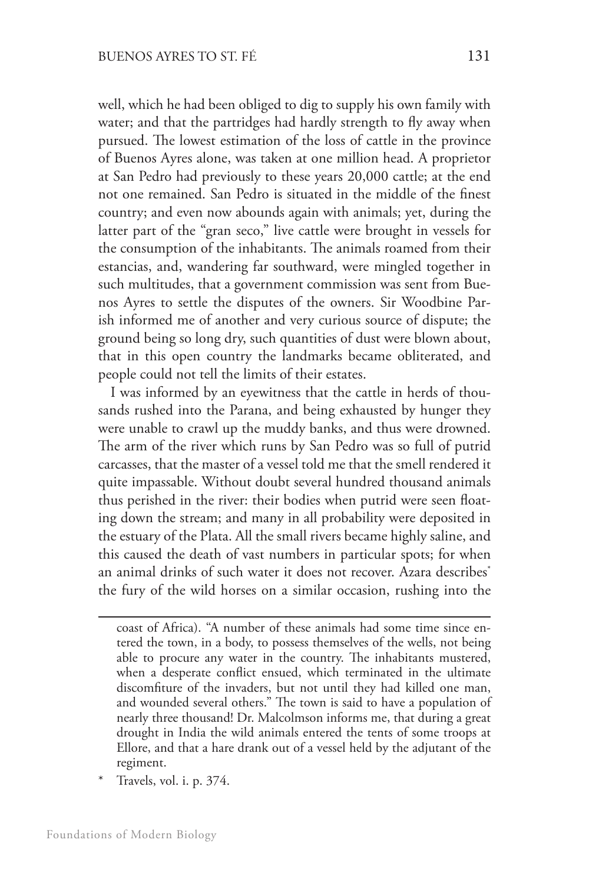well, which he had been obliged to dig to supply his own family with water; and that the partridges had hardly strength to fly away when pursued. The lowest estimation of the loss of cattle in the province of Buenos Ayres alone, was taken at one million head. A proprietor at San Pedro had previously to these years 20,000 cattle; at the end not one remained. San Pedro is situated in the middle of the finest country; and even now abounds again with animals; yet, during the latter part of the "gran seco," live cattle were brought in vessels for the consumption of the inhabitants. The animals roamed from their estancias, and, wandering far southward, were mingled together in such multitudes, that a government commission was sent from Buenos Ayres to settle the disputes of the owners. Sir Woodbine Parish informed me of another and very curious source of dispute; the ground being so long dry, such quantities of dust were blown about, that in this open country the landmarks became obliterated, and people could not tell the limits of their estates.

I was informed by an eyewitness that the cattle in herds of thousands rushed into the Parana, and being exhausted by hunger they were unable to crawl up the muddy banks, and thus were drowned. The arm of the river which runs by San Pedro was so full of putrid carcasses, that the master of a vessel told me that the smell rendered it quite impassable. Without doubt several hundred thousand animals thus perished in the river: their bodies when putrid were seen floating down the stream; and many in all probability were deposited in the estuary of the Plata. All the small rivers became highly saline, and this caused the death of vast numbers in particular spots; for when an animal drinks of such water it does not recover. Azara describes* the fury of the wild horses on a similar occasion, rushing into the

---

coast of Africa). "A number of these animals had some time since entered the town, in a body, to possess themselves of the wells, not being able to procure any water in the country. The inhabitants mustered, when a desperate conflict ensued, which terminated in the ultimate discomfiture of the invaders, but not until they had killed one man, and wounded several others." The town is said to have a population of nearly three thousand! Dr. Malcolmson informs me, that during a great drought in India the wild animals entered the tents of some troops at Ellore, and that a hare drank out of a vessel held by the adjutant of the regiment.

\* Travels, vol. i. p. 374.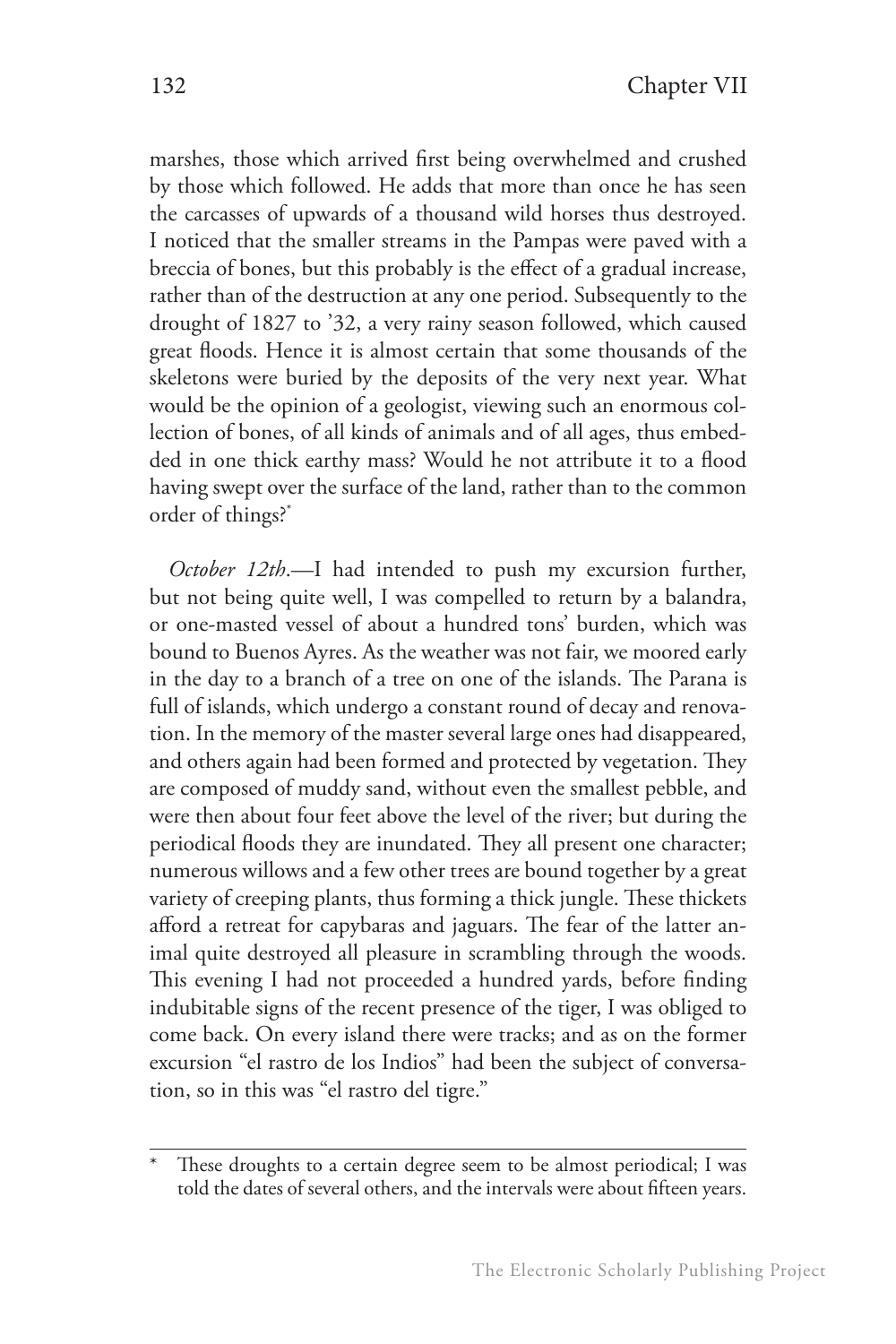marshes, those which arrived first being overwhelmed and crushed by those which followed. He adds that more than once he has seen the carcasses of upwards of a thousand wild horses thus destroyed. I noticed that the smaller streams in the Pampas were paved with a breccia of bones, but this probably is the effect of a gradual increase, rather than of the destruction at any one period. Subsequently to the drought of 1827 to '32, a very rainy season followed, which caused great floods. Hence it is almost certain that some thousands of the skeletons were buried by the deposits of the very next year. What would be the opinion of a geologist, viewing such an enormous collection of bones, of all kinds of animals and of all ages, thus embedded in one thick earthy mass? Would he not attribute it to a flood having swept over the surface of the land, rather than to the common order of things?*

*October 12th*.—I had intended to push my excursion further, but not being quite well, I was compelled to return by a balandra, or one-masted vessel of about a hundred tons' burden, which was bound to Buenos Ayres. As the weather was not fair, we moored early in the day to a branch of a tree on one of the islands. The Parana is full of islands, which undergo a constant round of decay and renovation. In the memory of the master several large ones had disappeared, and others again had been formed and protected by vegetation. They are composed of muddy sand, without even the smallest pebble, and were then about four feet above the level of the river; but during the periodical floods they are inundated. They all present one character; numerous willows and a few other trees are bound together by a great variety of creeping plants, thus forming a thick jungle. These thickets afford a retreat for capybaras and jaguars. The fear of the latter animal quite destroyed all pleasure in scrambling through the woods. This evening I had not proceeded a hundred yards, before finding indubitable signs of the recent presence of the tiger, I was obliged to come back. On every island there were tracks; and as on the former excursion "el rastro de los Indios" had been the subject of conversation, so in this was "el rastro del tigre."

---

\* These droughts to a certain degree seem to be almost periodical; I was told the dates of several others, and the intervals were about fifteen years.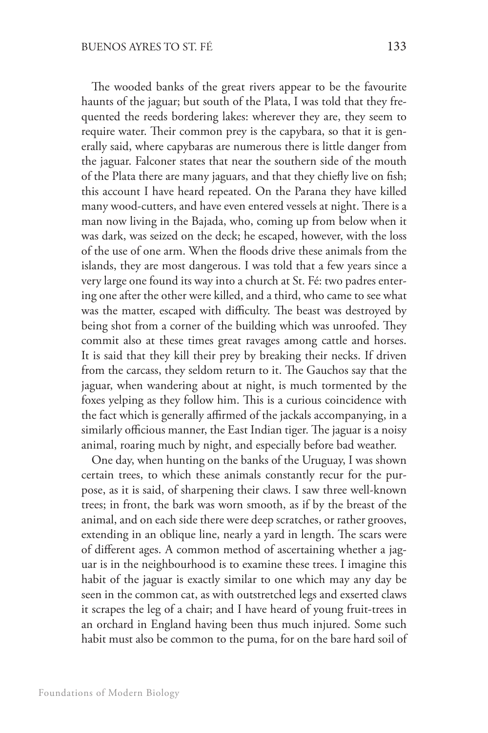The wooded banks of the great rivers appear to be the favourite haunts of the jaguar; but south of the Plata, I was told that they frequented the reeds bordering lakes: wherever they are, they seem to require water. Their common prey is the capybara, so that it is generally said, where capybaras are numerous there is little danger from the jaguar. Falconer states that near the southern side of the mouth of the Plata there are many jaguars, and that they chiefly live on fish; this account I have heard repeated. On the Parana they have killed many wood-cutters, and have even entered vessels at night. There is a man now living in the Bajada, who, coming up from below when it was dark, was seized on the deck; he escaped, however, with the loss of the use of one arm. When the floods drive these animals from the islands, they are most dangerous. I was told that a few years since a very large one found its way into a church at St. Fé: two padres entering one after the other were killed, and a third, who came to see what was the matter, escaped with difficulty. The beast was destroyed by being shot from a corner of the building which was unroofed. They commit also at these times great ravages among cattle and horses. It is said that they kill their prey by breaking their necks. If driven from the carcass, they seldom return to it. The Gauchos say that the jaguar, when wandering about at night, is much tormented by the foxes yelping as they follow him. This is a curious coincidence with the fact which is generally affirmed of the jackals accompanying, in a similarly officious manner, the East Indian tiger. The jaguar is a noisy animal, roaring much by night, and especially before bad weather.

One day, when hunting on the banks of the Uruguay, I was shown certain trees, to which these animals constantly recur for the purpose, as it is said, of sharpening their claws. I saw three well-known trees; in front, the bark was worn smooth, as if by the breast of the animal, and on each side there were deep scratches, or rather grooves, extending in an oblique line, nearly a yard in length. The scars were of different ages. A common method of ascertaining whether a jaguar is in the neighbourhood is to examine these trees. I imagine this habit of the jaguar is exactly similar to one which may any day be seen in the common cat, as with outstretched legs and exserted claws it scrapes the leg of a chair; and I have heard of young fruit-trees in an orchard in England having been thus much injured. Some such habit must also be common to the puma, for on the bare hard soil of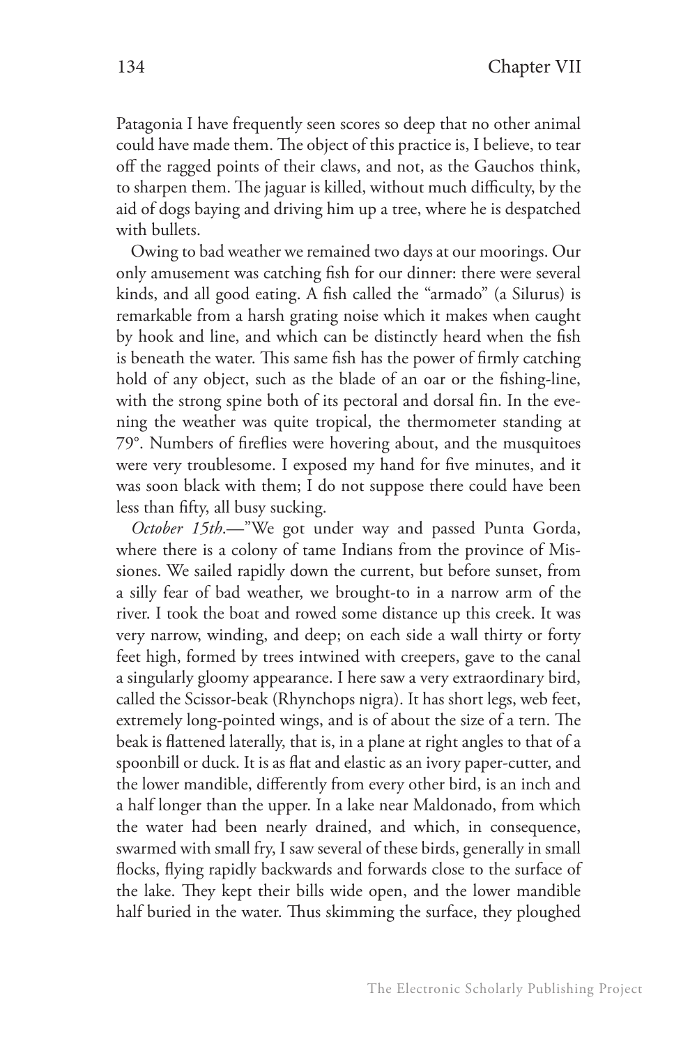Patagonia I have frequently seen scores so deep that no other animal could have made them. The object of this practice is, I believe, to tear off the ragged points of their claws, and not, as the Gauchos think, to sharpen them. The jaguar is killed, without much difficulty, by the aid of dogs baying and driving him up a tree, where he is despatched with bullets.

Owing to bad weather we remained two days at our moorings. Our only amusement was catching fish for our dinner: there were several kinds, and all good eating. A fish called the "armado" (a Silurus) is remarkable from a harsh grating noise which it makes when caught by hook and line, and which can be distinctly heard when the fish is beneath the water. This same fish has the power of firmly catching hold of any object, such as the blade of an oar or the fishing-line, with the strong spine both of its pectoral and dorsal fin. In the evening the weather was quite tropical, the thermometer standing at 79°. Numbers of fireflies were hovering about, and the musquitoes were very troublesome. I exposed my hand for five minutes, and it was soon black with them; I do not suppose there could have been less than fifty, all busy sucking.

*October 15th*.—"We got under way and passed Punta Gorda, where there is a colony of tame Indians from the province of Missiones. We sailed rapidly down the current, but before sunset, from a silly fear of bad weather, we brought-to in a narrow arm of the river. I took the boat and rowed some distance up this creek. It was very narrow, winding, and deep; on each side a wall thirty or forty feet high, formed by trees intwined with creepers, gave to the canal a singularly gloomy appearance. I here saw a very extraordinary bird, called the Scissor-beak (Rhynchops nigra). It has short legs, web feet, extremely long-pointed wings, and is of about the size of a tern. The beak is flattened laterally, that is, in a plane at right angles to that of a spoonbill or duck. It is as flat and elastic as an ivory paper-cutter, and the lower mandible, differently from every other bird, is an inch and a half longer than the upper. In a lake near Maldonado, from which the water had been nearly drained, and which, in consequence, swarmed with small fry, I saw several of these birds, generally in small flocks, flying rapidly backwards and forwards close to the surface of the lake. They kept their bills wide open, and the lower mandible half buried in the water. Thus skimming the surface, they ploughed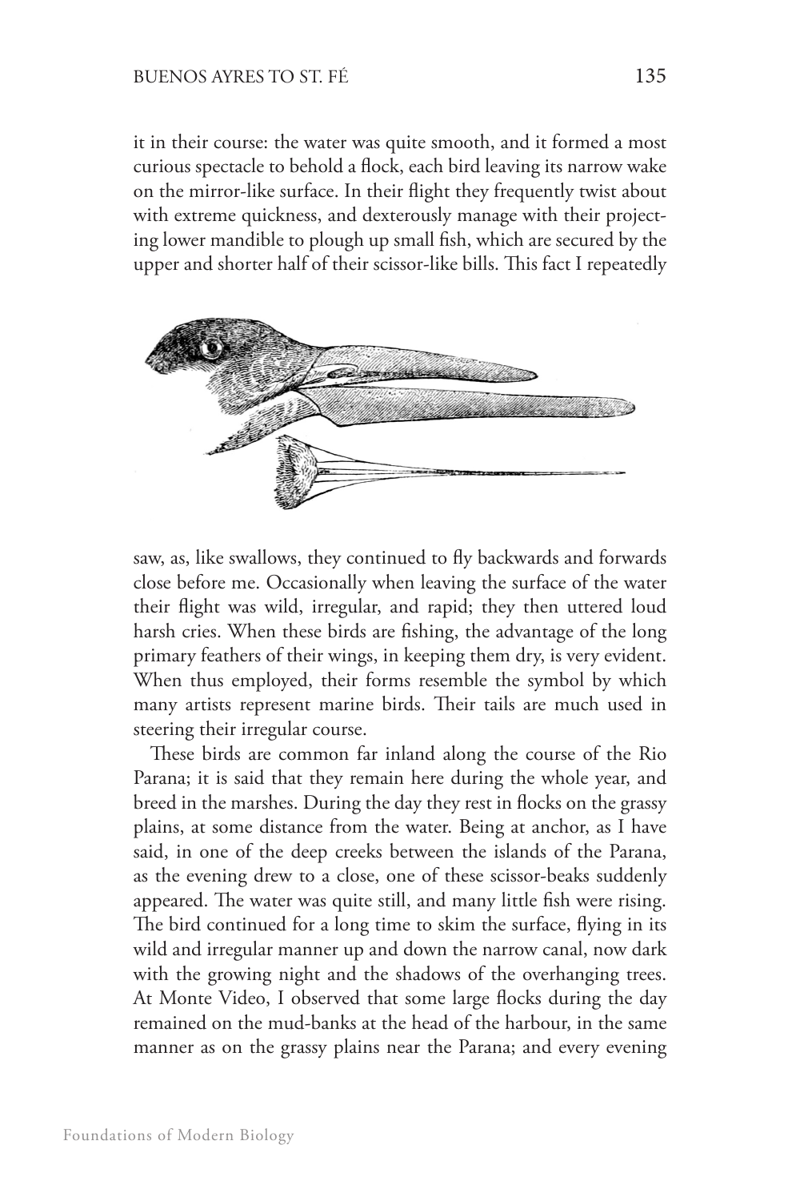it in their course: the water was quite smooth, and it formed a most curious spectacle to behold a flock, each bird leaving its narrow wake on the mirror-like surface. In their flight they frequently twist about with extreme quickness, and dexterously manage with their projecting lower mandible to plough up small fish, which are secured by the upper and shorter half of their scissor-like bills. This fact I repeatedly saw, as, like swallows, they continued to fly backwards and forwards close before me. Occasionally when leaving the surface of the water their flight was wild, irregular, and rapid; they then uttered loud harsh cries. When these birds are fishing, the advantage of the long primary feathers of their wings, in keeping them dry, is very evident. When thus employed, their forms resemble the symbol by which many artists represent marine birds. Their tails are much used in steering their irregular course.

These birds are common far inland along the course of the Rio Parana; it is said that they remain here during the whole year, and breed in the marshes. During the day they rest in flocks on the grassy plains, at some distance from the water. Being at anchor, as I have said, in one of the deep creeks between the islands of the Parana, as the evening drew to a close, one of these scissor-beaks suddenly appeared. The water was quite still, and many little fish were rising. The bird continued for a long time to skim the surface, flying in its wild and irregular manner up and down the narrow canal, now dark with the growing night and the shadows of the overhanging trees. At Monte Video, I observed that some large flocks during the day remained on the mud-banks at the head of the harbour, in the same manner as on the grassy plains near the Parana; and every evening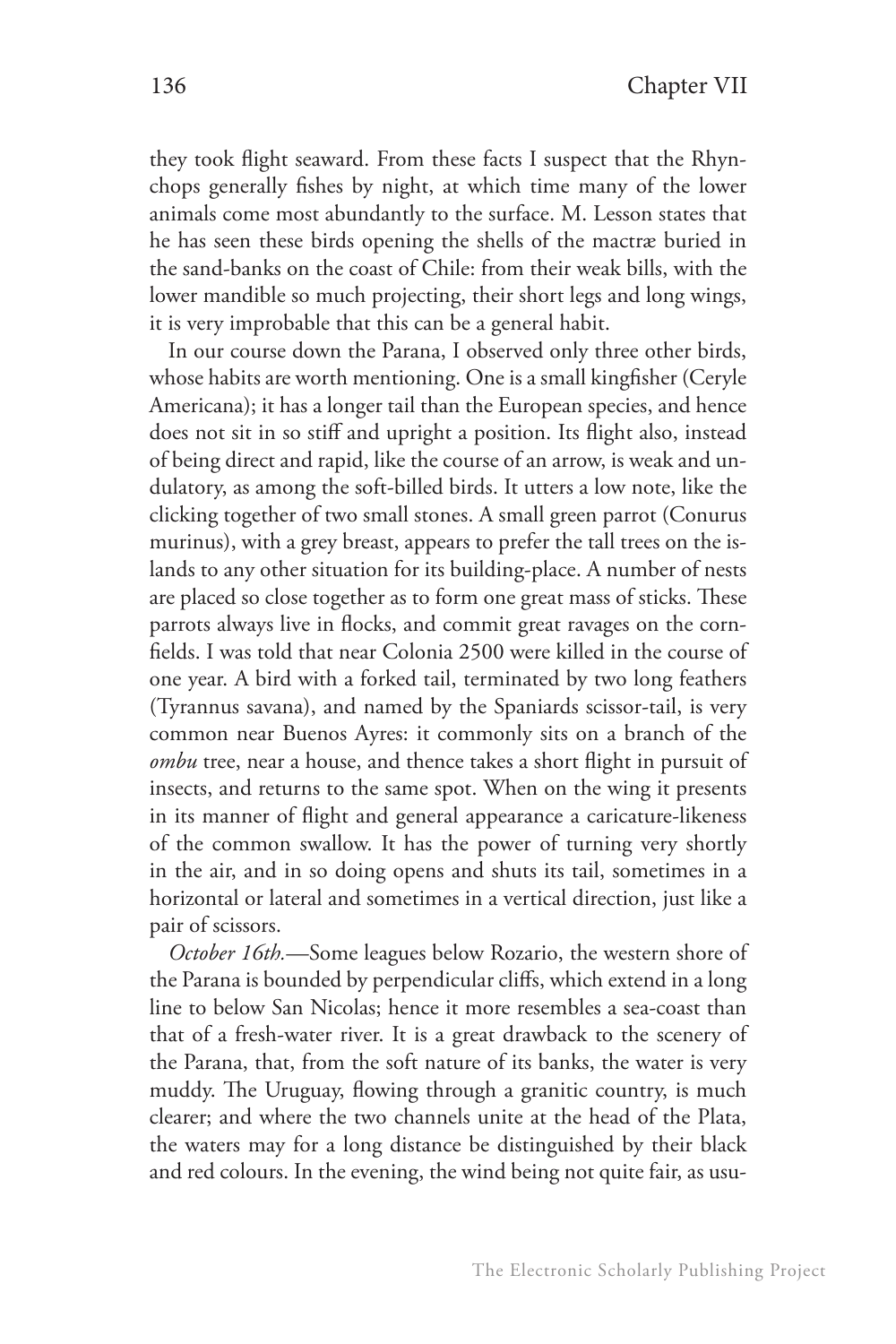they took flight seaward. From these facts I suspect that the Rhynchops generally fishes by night, at which time many of the lower animals come most abundantly to the surface. M. Lesson states that he has seen these birds opening the shells of the mactræ buried in the sand-banks on the coast of Chile: from their weak bills, with the lower mandible so much projecting, their short legs and long wings, it is very improbable that this can be a general habit.

In our course down the Parana, I observed only three other birds, whose habits are worth mentioning. One is a small kingfisher (Ceryle Americana); it has a longer tail than the European species, and hence does not sit in so stiff and upright a position. Its flight also, instead of being direct and rapid, like the course of an arrow, is weak and undulatory, as among the soft-billed birds. It utters a low note, like the clicking together of two small stones. A small green parrot (Conurus murinus), with a grey breast, appears to prefer the tall trees on the islands to any other situation for its building-place. A number of nests are placed so close together as to form one great mass of sticks. These parrots always live in flocks, and commit great ravages on the cornfields. I was told that near Colonia 2500 were killed in the course of one year. A bird with a forked tail, terminated by two long feathers (Tyrannus savana), and named by the Spaniards scissor-tail, is very common near Buenos Ayres: it commonly sits on a branch of the *ombu* tree, near a house, and thence takes a short flight in pursuit of insects, and returns to the same spot. When on the wing it presents in its manner of flight and general appearance a caricature-likeness of the common swallow. It has the power of turning very shortly in the air, and in so doing opens and shuts its tail, sometimes in a horizontal or lateral and sometimes in a vertical direction, just like a pair of scissors.

*October 16th.*—Some leagues below Rozario, the western shore of the Parana is bounded by perpendicular cliffs, which extend in a long line to below San Nicolas; hence it more resembles a sea-coast than that of a fresh-water river. It is a great drawback to the scenery of the Parana, that, from the soft nature of its banks, the water is very muddy. The Uruguay, flowing through a granitic country, is much clearer; and where the two channels unite at the head of the Plata, the waters may for a long distance be distinguished by their black and red colours. In the evening, the wind being not quite fair, as usu-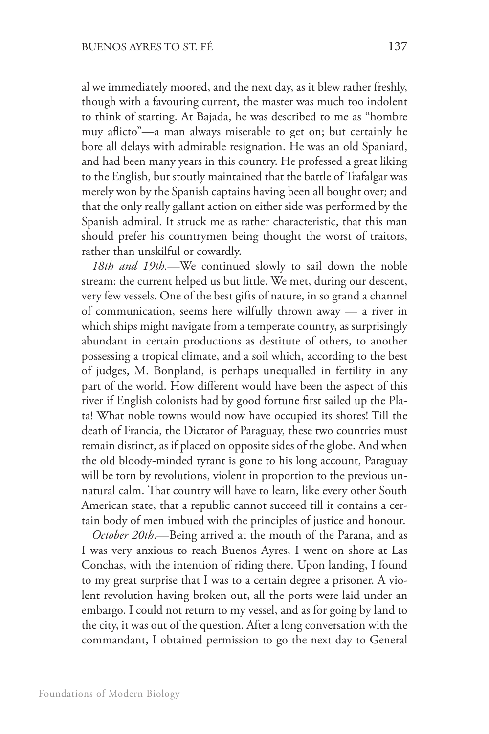al we immediately moored, and the next day, as it blew rather freshly, though with a favouring current, the master was much too indolent to think of starting. At Bajada, he was described to me as "hombre muy aflicto"—a man always miserable to get on; but certainly he bore all delays with admirable resignation. He was an old Spaniard, and had been many years in this country. He professed a great liking to the English, but stoutly maintained that the battle of Trafalgar was merely won by the Spanish captains having been all bought over; and that the only really gallant action on either side was performed by the Spanish admiral. It struck me as rather characteristic, that this man should prefer his countrymen being thought the worst of traitors, rather than unskilful or cowardly.

*18th and 19th.*—We continued slowly to sail down the noble stream: the current helped us but little. We met, during our descent, very few vessels. One of the best gifts of nature, in so grand a channel of communication, seems here wilfully thrown away — a river in which ships might navigate from a temperate country, as surprisingly abundant in certain productions as destitute of others, to another possessing a tropical climate, and a soil which, according to the best of judges, M. Bonpland, is perhaps unequalled in fertility in any part of the world. How different would have been the aspect of this river if English colonists had by good fortune first sailed up the Plata! What noble towns would now have occupied its shores! Till the death of Francia, the Dictator of Paraguay, these two countries must remain distinct, as if placed on opposite sides of the globe. And when the old bloody-minded tyrant is gone to his long account, Paraguay will be torn by revolutions, violent in proportion to the previous unnatural calm. That country will have to learn, like every other South American state, that a republic cannot succeed till it contains a certain body of men imbued with the principles of justice and honour.

*October 20th*.—Being arrived at the mouth of the Parana, and as I was very anxious to reach Buenos Ayres, I went on shore at Las Conchas, with the intention of riding there. Upon landing, I found to my great surprise that I was to a certain degree a prisoner. A violent revolution having broken out, all the ports were laid under an embargo. I could not return to my vessel, and as for going by land to the city, it was out of the question. After a long conversation with the commandant, I obtained permission to go the next day to General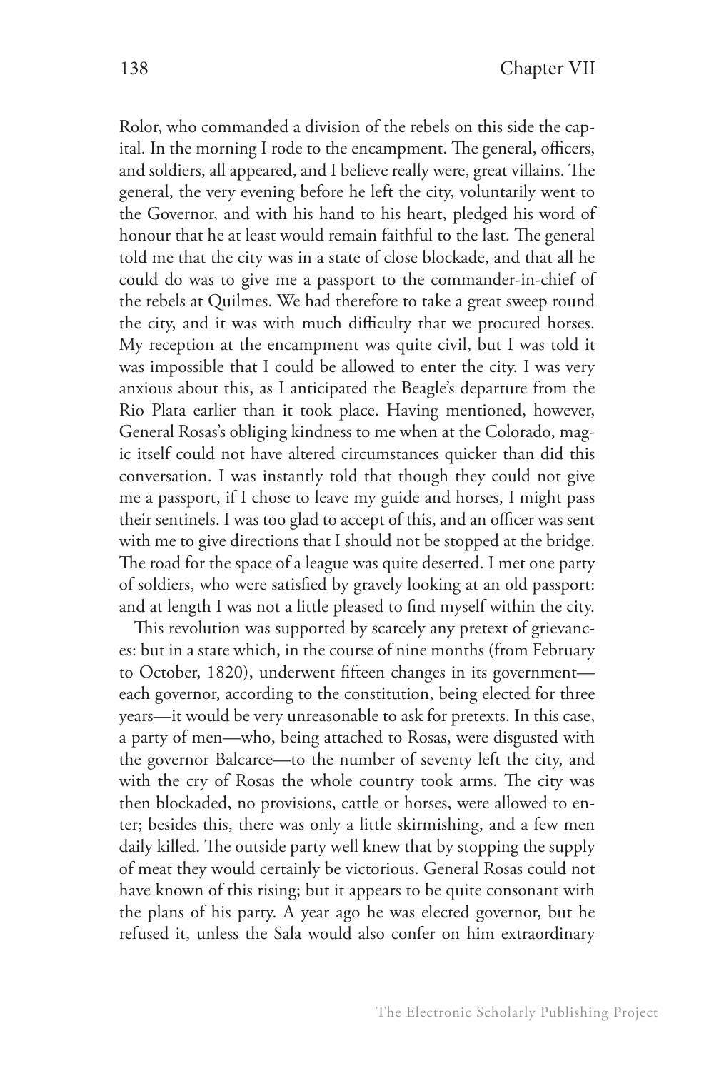Rolor, who commanded a division of the rebels on this side the capital. In the morning I rode to the encampment. The general, officers, and soldiers, all appeared, and I believe really were, great villains. The general, the very evening before he left the city, voluntarily went to the Governor, and with his hand to his heart, pledged his word of honour that he at least would remain faithful to the last. The general told me that the city was in a state of close blockade, and that all he could do was to give me a passport to the commander-in-chief of the rebels at Quilmes. We had therefore to take a great sweep round the city, and it was with much difficulty that we procured horses. My reception at the encampment was quite civil, but I was told it was impossible that I could be allowed to enter the city. I was very anxious about this, as I anticipated the Beagle's departure from the Rio Plata earlier than it took place. Having mentioned, however, General Rosas's obliging kindness to me when at the Colorado, magic itself could not have altered circumstances quicker than did this conversation. I was instantly told that though they could not give me a passport, if I chose to leave my guide and horses, I might pass their sentinels. I was too glad to accept of this, and an officer was sent with me to give directions that I should not be stopped at the bridge. The road for the space of a league was quite deserted. I met one party of soldiers, who were satisfied by gravely looking at an old passport: and at length I was not a little pleased to find myself within the city.

This revolution was supported by scarcely any pretext of grievances: but in a state which, in the course of nine months (from February to October, 1820), underwent fifteen changes in its government—each governor, according to the constitution, being elected for three years—it would be very unreasonable to ask for pretexts. In this case, a party of men—who, being attached to Rosas, were disgusted with the governor Balcarce—to the number of seventy left the city, and with the cry of Rosas the whole country took arms. The city was then blockaded, no provisions, cattle or horses, were allowed to enter; besides this, there was only a little skirmishing, and a few men daily killed. The outside party well knew that by stopping the supply of meat they would certainly be victorious. General Rosas could not have known of this rising; but it appears to be quite consonant with the plans of his party. A year ago he was elected governor, but he refused it, unless the Sala would also confer on him extraordinary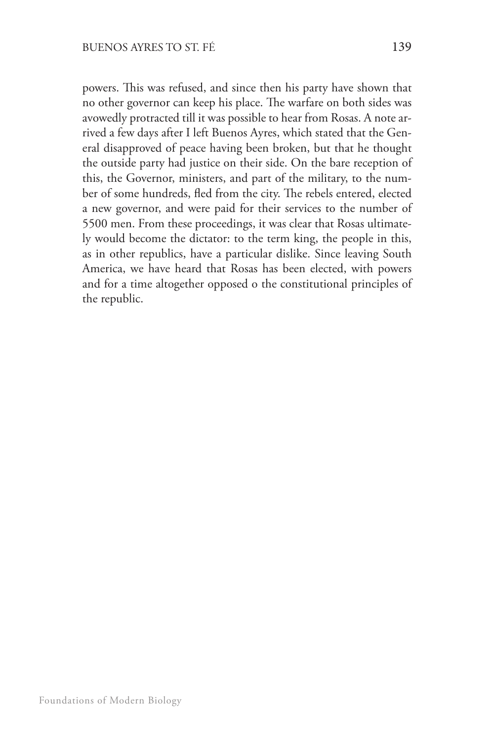powers. This was refused, and since then his party have shown that no other governor can keep his place. The warfare on both sides was avowedly protracted till it was possible to hear from Rosas. A note arrived a few days after I left Buenos Ayres, which stated that the General disapproved of peace having been broken, but that he thought the outside party had justice on their side. On the bare reception of this, the Governor, ministers, and part of the military, to the number of some hundreds, fled from the city. The rebels entered, elected a new governor, and were paid for their services to the number of 5500 men. From these proceedings, it was clear that Rosas ultimately would become the dictator: to the term king, the people in this, as in other republics, have a particular dislike. Since leaving South America, we have heard that Rosas has been elected, with powers and for a time altogether opposed o the constitutional principles of the republic.